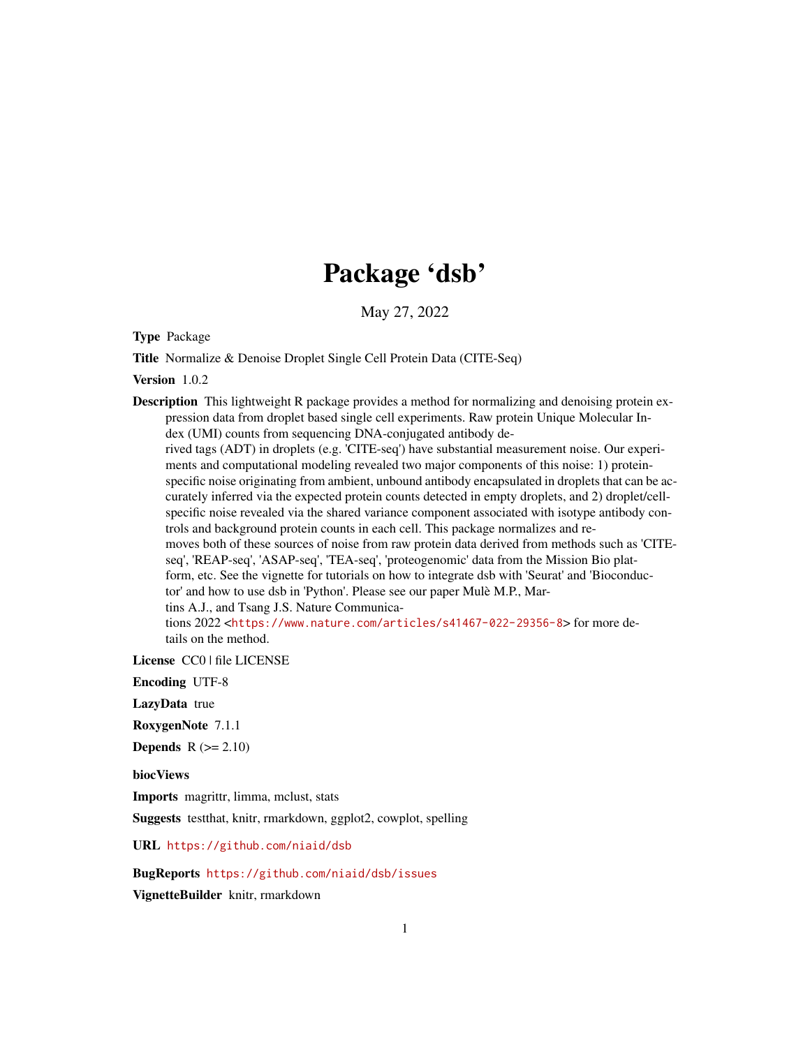# Package 'dsb'

May 27, 2022

**Type** Package

**Title** Normalize & Denoise Droplet Single Cell Protein Data (CITE-Seq)

**Version** 1.0.2

**Description** This lightweight R package provides a method for normalizing and denoising protein expression data from droplet based single cell experiments. Raw protein Unique Molecular Index (UMI) counts from sequencing DNA-conjugated antibody derived tags (ADT) in droplets (e.g. 'CITE-seq') have substantial measurement noise. Our experiments and computational modeling revealed two major components of this noise: 1) protein-specific noise originating from ambient, unbound antibody encapsulated in droplets that can be accurately inferred via the expected protein counts detected in empty droplets, and 2) droplet/cell-specific noise revealed via the shared variance component associated with isotype antibody controls and background protein counts in each cell. This package normalizes and removes both of these sources of noise from raw protein data derived from methods such as 'CITE-seq', 'REAP-seq', 'ASAP-seq', 'TEA-seq', 'proteogenomic' data from the Mission Bio platform, etc. See the vignette for tutorials on how to integrate dsb with 'Seurat' and 'Bioconductor' and how to use dsb in 'Python'. Please see our paper Mulè M.P., Martins A.J., and Tsang J.S. Nature Communications 2022 <https://www.nature.com/articles/s41467-022-29356-8> for more details on the method.

**License** CC0 | file LICENSE

**Encoding** UTF-8

**LazyData** true

**RoxygenNote** 7.1.1

**Depends** R (>= 2.10)

**biocViews**

**Imports** magrittr, limma, mclust, stats

**Suggests** testthat, knitr, rmarkdown, ggplot2, cowplot, spelling

**URL** https://github.com/niaid/dsb

**BugReports** https://github.com/niaid/dsb/issues

**VignetteBuilder** knitr, rmarkdown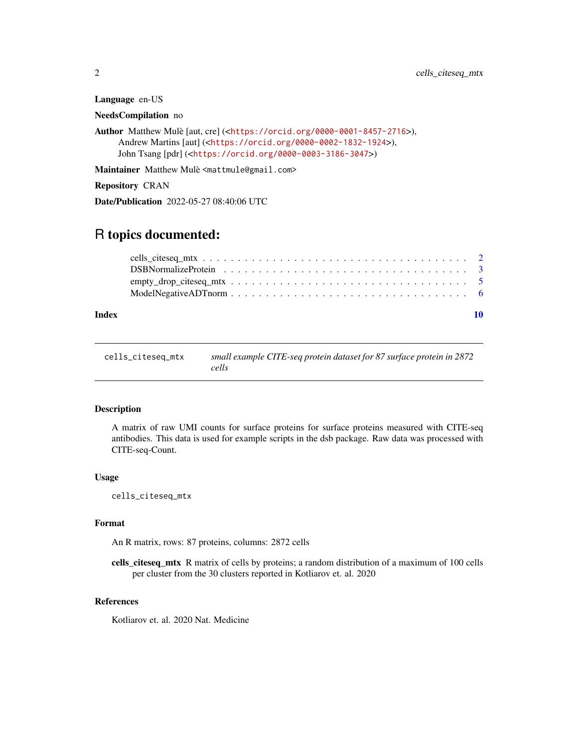**Language** en-US

**NeedsCompilation** no

**Author** Matthew Mulè [aut, cre] (<https://orcid.org/0000-0001-8457-2716>), Andrew Martins [aut] (<https://orcid.org/0000-0002-1832-1924>), John Tsang [pdr] (<https://orcid.org/0000-0003-3186-3047>)

**Maintainer** Matthew Mulè <mattmule@gmail.com>

**Repository** CRAN

**Date/Publication** 2022-05-27 08:40:06 UTC

# R topics documented:

- cells_citeseq_mtx . . . . . . . . . . . . . . . . . . . . . . . . . . . . . . . . . . . . 2
- DSBNormalizeProtein . . . . . . . . . . . . . . . . . . . . . . . . . . . . . . . . . 3
- empty_drop_citeseq_mtx . . . . . . . . . . . . . . . . . . . . . . . . . . . . . . . 5
- ModelNegativeADTnorm . . . . . . . . . . . . . . . . . . . . . . . . . . . . . . . 6

**Index** 10

---

`cells_citeseq_mtx` *small example CITE-seq protein dataset for 87 surface protein in 2872 cells*

---

### Description

A matrix of raw UMI counts for surface proteins for surface proteins measured with CITE-seq antibodies. This data is used for example scripts in the dsb package. Raw data was processed with CITE-seq-Count.

### Usage

```
cells_citeseq_mtx
```

### Format

An R matrix, rows: 87 proteins, columns: 2872 cells

**cells_citeseq_mtx** R matrix of cells by proteins; a random distribution of a maximum of 100 cells per cluster from the 30 clusters reported in Kotliarov et. al. 2020

### References

Kotliarov et. al. 2020 Nat. Medicine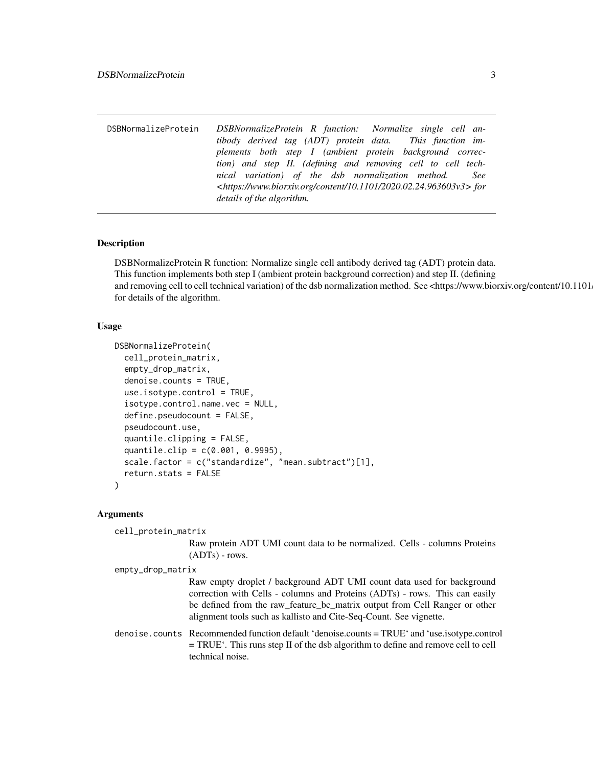DSBNormalizeProtein *DSBNormalizeProtein R function: Normalize single cell antibody derived tag (ADT) protein data. This function implements both step I (ambient protein background correction) and step II. (defining and removing cell to cell technical variation) of the dsb normalization method. See <https://www.biorxiv.org/content/10.1101/2020.02.24.963603v3> for details of the algorithm.*

## Description

DSBNormalizeProtein R function: Normalize single cell antibody derived tag (ADT) protein data. This function implements both step I (ambient protein background correction) and step II. (defining and removing cell to cell technical variation) of the dsb normalization method. See <https://www.biorxiv.org/content/10.1101/2020.02.24.963603v3> for details of the algorithm.

## Usage

```
DSBNormalizeProtein(
  cell_protein_matrix,
  empty_drop_matrix,
  denoise.counts = TRUE,
  use.isotype.control = TRUE,
  isotype.control.name.vec = NULL,
  define.pseudocount = FALSE,
  pseudocount.use,
  quantile.clipping = FALSE,
  quantile.clip = c(0.001, 0.9995),
  scale.factor = c("standardize", "mean.subtract")[1],
  return.stats = FALSE
)
```

## Arguments

`cell_protein_matrix`
: Raw protein ADT UMI count data to be normalized. Cells - columns Proteins (ADTs) - rows.

`empty_drop_matrix`
: Raw empty droplet / background ADT UMI count data used for background correction with Cells - columns and Proteins (ADTs) - rows. This can easily be defined from the raw_feature_bc_matrix output from Cell Ranger or other alignment tools such as kallisto and Cite-Seq-Count. See vignette.

`denoise.counts`
: Recommended function default 'denoise.counts = TRUE' and 'use.isotype.control = TRUE'. This runs step II of the dsb algorithm to define and remove cell to cell technical noise.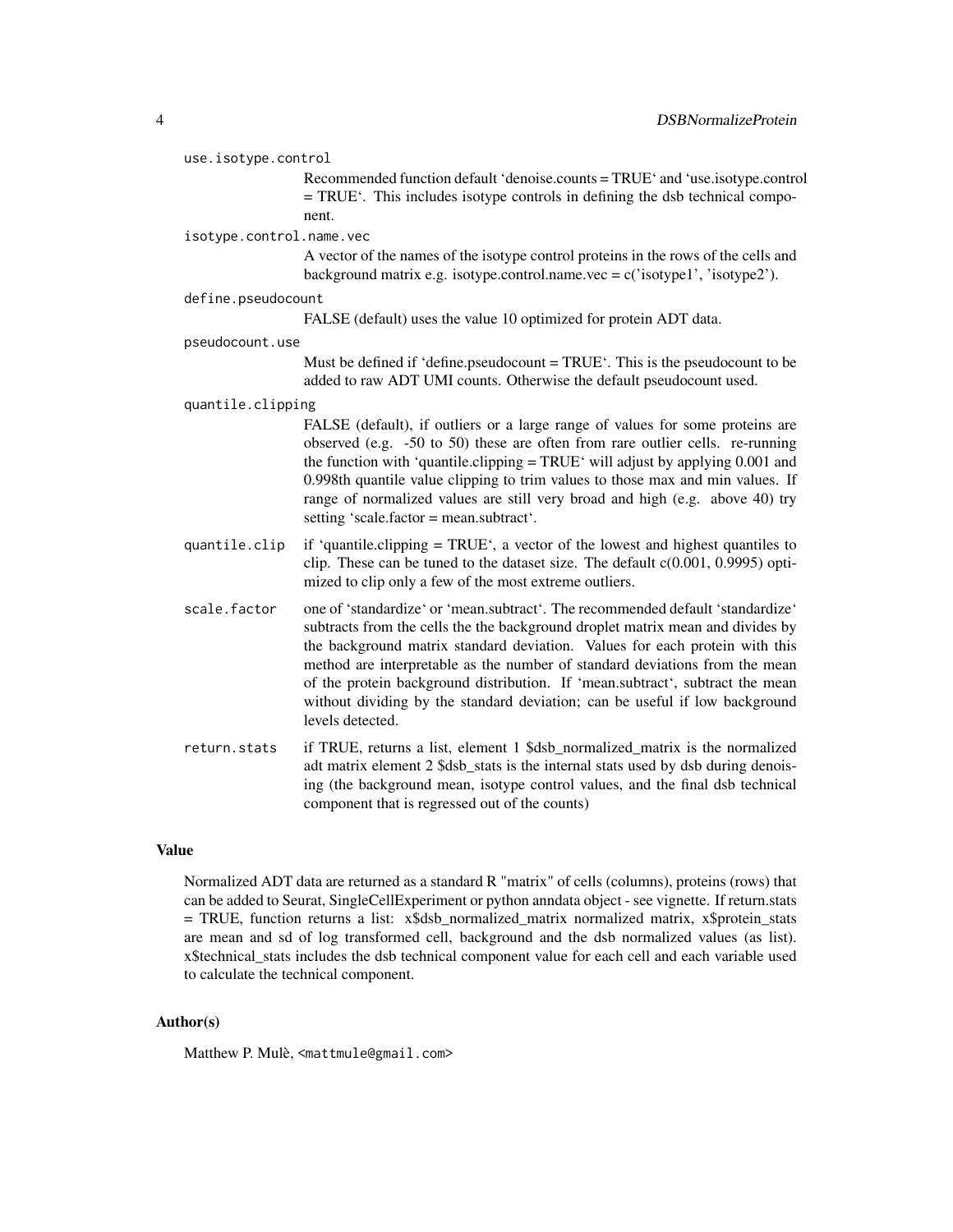use.isotype.control
: Recommended function default 'denoise.counts = TRUE' and 'use.isotype.control = TRUE'. This includes isotype controls in defining the dsb technical component.

isotype.control.name.vec
: A vector of the names of the isotype control proteins in the rows of the cells and background matrix e.g. isotype.control.name.vec = c('isotype1', 'isotype2').

define.pseudocount
: FALSE (default) uses the value 10 optimized for protein ADT data.

pseudocount.use
: Must be defined if 'define.pseudocount = TRUE'. This is the pseudocount to be added to raw ADT UMI counts. Otherwise the default pseudocount used.

quantile.clipping
: FALSE (default), if outliers or a large range of values for some proteins are observed (e.g. -50 to 50) these are often from rare outlier cells. re-running the function with 'quantile.clipping = TRUE' will adjust by applying 0.001 and 0.998th quantile value clipping to trim values to those max and min values. If range of normalized values are still very broad and high (e.g. above 40) try setting 'scale.factor = mean.subtract'.

quantile.clip
: if 'quantile.clipping = TRUE', a vector of the lowest and highest quantiles to clip. These can be tuned to the dataset size. The default c(0.001, 0.9995) optimized to clip only a few of the most extreme outliers.

scale.factor
: one of 'standardize' or 'mean.subtract'. The recommended default 'standardize' subtracts from the cells the the background droplet matrix mean and divides by the background matrix standard deviation. Values for each protein with this method are interpretable as the number of standard deviations from the mean of the protein background distribution. If 'mean.subtract', subtract the mean without dividing by the standard deviation; can be useful if low background levels detected.

return.stats
: if TRUE, returns a list, element 1 $dsb_normalized_matrix is the normalized adt matrix element 2 $dsb_stats is the internal stats used by dsb during denoising (the background mean, isotype control values, and the final dsb technical component that is regressed out of the counts)

## Value

Normalized ADT data are returned as a standard R "matrix" of cells (columns), proteins (rows) that can be added to Seurat, SingleCellExperiment or python anndata object - see vignette. If return.stats = TRUE, function returns a list: x$dsb_normalized_matrix normalized matrix, x$protein_stats are mean and sd of log transformed cell, background and the dsb normalized values (as list). x$technical_stats includes the dsb technical component value for each cell and each variable used to calculate the technical component.

## Author(s)

Matthew P. Mulè, <mattmule@gmail.com>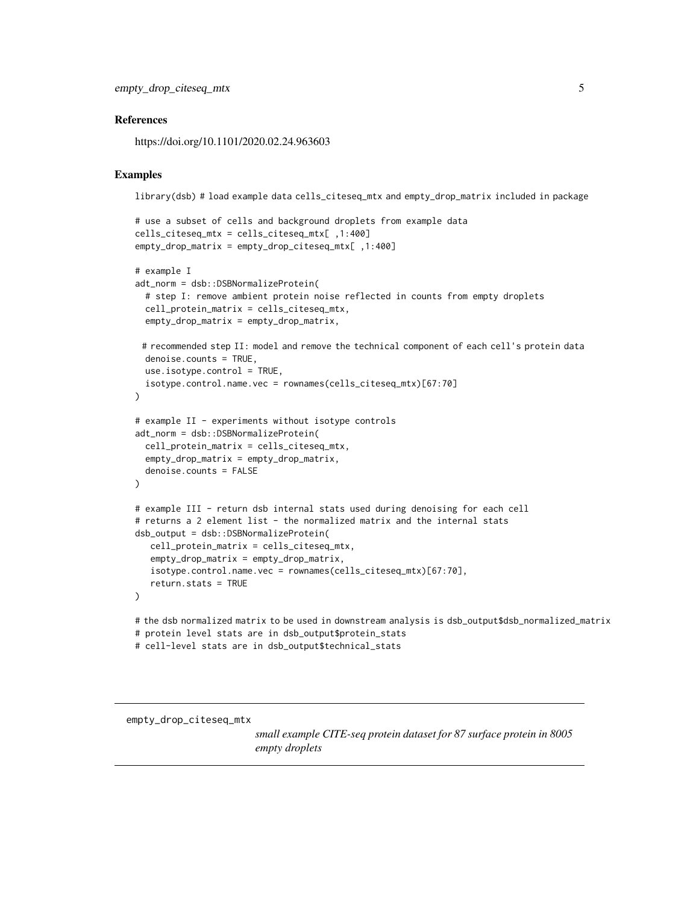### References

https://doi.org/10.1101/2020.02.24.963603

### Examples

```
library(dsb) # load example data cells_citeseq_mtx and empty_drop_matrix included in package

# use a subset of cells and background droplets from example data
cells_citeseq_mtx = cells_citeseq_mtx[ ,1:400]
empty_drop_matrix = empty_drop_citeseq_mtx[ ,1:400]

# example I
adt_norm = dsb::DSBNormalizeProtein(
  # step I: remove ambient protein noise reflected in counts from empty droplets
  cell_protein_matrix = cells_citeseq_mtx,
  empty_drop_matrix = empty_drop_matrix,

 # recommended step II: model and remove the technical component of each cell's protein data
  denoise.counts = TRUE,
  use.isotype.control = TRUE,
  isotype.control.name.vec = rownames(cells_citeseq_mtx)[67:70]
)

# example II - experiments without isotype controls
adt_norm = dsb::DSBNormalizeProtein(
  cell_protein_matrix = cells_citeseq_mtx,
  empty_drop_matrix = empty_drop_matrix,
  denoise.counts = FALSE
)

# example III - return dsb internal stats used during denoising for each cell
# returns a 2 element list - the normalized matrix and the internal stats
dsb_output = dsb::DSBNormalizeProtein(
   cell_protein_matrix = cells_citeseq_mtx,
   empty_drop_matrix = empty_drop_matrix,
   isotype.control.name.vec = rownames(cells_citeseq_mtx)[67:70],
   return.stats = TRUE
)

# the dsb normalized matrix to be used in downstream analysis is dsb_output$dsb_normalized_matrix
# protein level stats are in dsb_output$protein_stats
# cell-level stats are in dsb_output$technical_stats
```

---

empty_drop_citeseq_mtx    *small example CITE-seq protein dataset for 87 surface protein in 8005 empty droplets*

---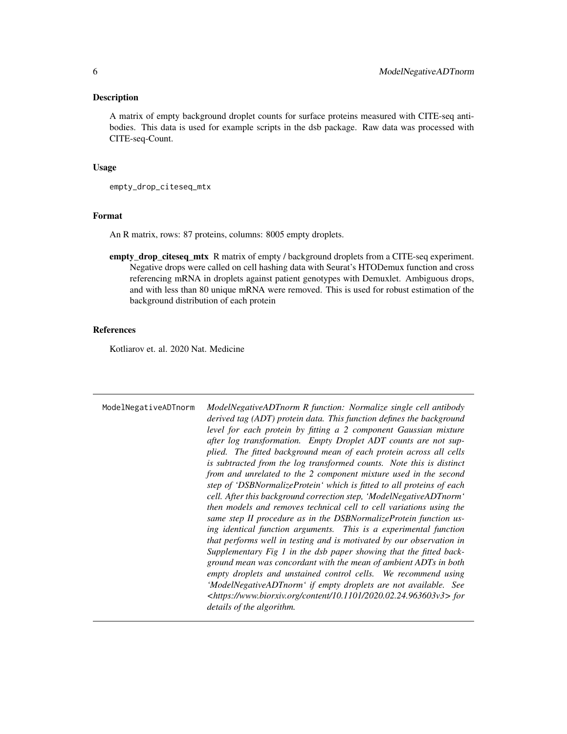## Description

A matrix of empty background droplet counts for surface proteins measured with CITE-seq antibodies. This data is used for example scripts in the dsb package. Raw data was processed with CITE-seq-Count.

## Usage

```
empty_drop_citeseq_mtx
```

## Format

An R matrix, rows: 87 proteins, columns: 8005 empty droplets.

**empty_drop_citeseq_mtx** R matrix of empty / background droplets from a CITE-seq experiment. Negative drops were called on cell hashing data with Seurat's HTODemux function and cross referencing mRNA in droplets against patient genotypes with Demuxlet. Ambiguous drops, and with less than 80 unique mRNA were removed. This is used for robust estimation of the background distribution of each protein

## References

Kotliarov et. al. 2020 Nat. Medicine

---

`ModelNegativeADTnorm` *ModelNegativeADTnorm R function: Normalize single cell antibody derived tag (ADT) protein data. This function defines the background level for each protein by fitting a 2 component Gaussian mixture after log transformation. Empty Droplet ADT counts are not supplied. The fitted background mean of each protein across all cells is subtracted from the log transformed counts. Note this is distinct from and unrelated to the 2 component mixture used in the second step of 'DSBNormalizeProtein' which is fitted to all proteins of each cell. After this background correction step, 'ModelNegativeADTnorm' then models and removes technical cell to cell variations using the same step II procedure as in the DSBNormalizeProtein function using identical function arguments. This is a experimental function that performs well in testing and is motivated by our observation in Supplementary Fig 1 in the dsb paper showing that the fitted background mean was concordant with the mean of ambient ADTs in both empty droplets and unstained control cells. We recommend using 'ModelNegativeADTnorm' if empty droplets are not available. See <https://www.biorxiv.org/content/10.1101/2020.02.24.963603v3> for details of the algorithm.*

---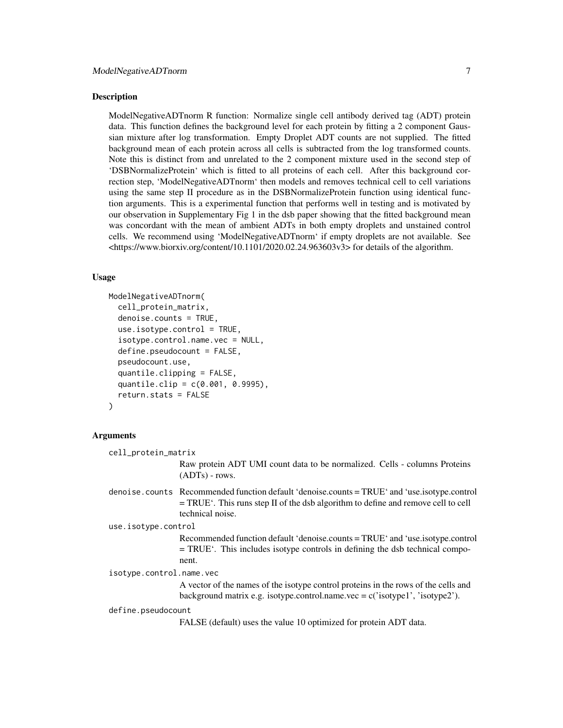## Description

ModelNegativeADTnorm R function: Normalize single cell antibody derived tag (ADT) protein data. This function defines the background level for each protein by fitting a 2 component Gaussian mixture after log transformation. Empty Droplet ADT counts are not supplied. The fitted background mean of each protein across all cells is subtracted from the log transformed counts. Note this is distinct from and unrelated to the 2 component mixture used in the second step of 'DSBNormalizeProtein' which is fitted to all proteins of each cell. After this background correction step, 'ModelNegativeADTnorm' then models and removes technical cell to cell variations using the same step II procedure as in the DSBNormalizeProtein function using identical function arguments. This is a experimental function that performs well in testing and is motivated by our observation in Supplementary Fig 1 in the dsb paper showing that the fitted background mean was concordant with the mean of ambient ADTs in both empty droplets and unstained control cells. We recommend using 'ModelNegativeADTnorm' if empty droplets are not available. See <https://www.biorxiv.org/content/10.1101/2020.02.24.963603v3> for details of the algorithm.

## Usage

```
ModelNegativeADTnorm(
  cell_protein_matrix,
  denoise.counts = TRUE,
  use.isotype.control = TRUE,
  isotype.control.name.vec = NULL,
  define.pseudocount = FALSE,
  pseudocount.use,
  quantile.clipping = FALSE,
  quantile.clip = c(0.001, 0.9995),
  return.stats = FALSE
)
```

## Arguments

`cell_protein_matrix`
: Raw protein ADT UMI count data to be normalized. Cells - columns Proteins (ADTs) - rows.

`denoise.counts`
: Recommended function default 'denoise.counts = TRUE' and 'use.isotype.control = TRUE'. This runs step II of the dsb algorithm to define and remove cell to cell technical noise.

`use.isotype.control`
: Recommended function default 'denoise.counts = TRUE' and 'use.isotype.control = TRUE'. This includes isotype controls in defining the dsb technical component.

`isotype.control.name.vec`
: A vector of the names of the isotype control proteins in the rows of the cells and background matrix e.g. isotype.control.name.vec = c('isotype1', 'isotype2').

`define.pseudocount`
: FALSE (default) uses the value 10 optimized for protein ADT data.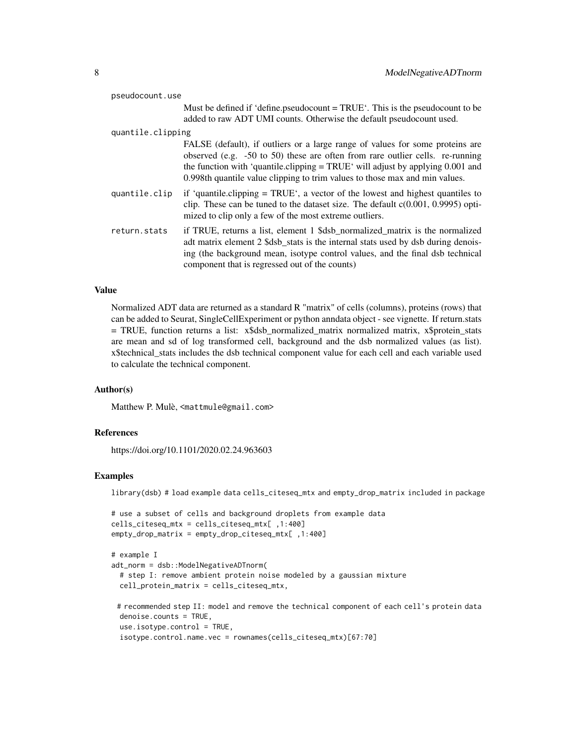pseudocount.use
: Must be defined if 'define.pseudocount = TRUE'. This is the pseudocount to be added to raw ADT UMI counts. Otherwise the default pseudocount used.

quantile.clipping
: FALSE (default), if outliers or a large range of values for some proteins are observed (e.g. -50 to 50) these are often from rare outlier cells. re-running the function with 'quantile.clipping = TRUE' will adjust by applying 0.001 and 0.998th quantile value clipping to trim values to those max and min values.

quantile.clip
: if 'quantile.clipping = TRUE', a vector of the lowest and highest quantiles to clip. These can be tuned to the dataset size. The default c(0.001, 0.9995) optimized to clip only a few of the most extreme outliers.

return.stats
: if TRUE, returns a list, element 1 $dsb_normalized_matrix is the normalized adt matrix element 2 $dsb_stats is the internal stats used by dsb during denoising (the background mean, isotype control values, and the final dsb technical component that is regressed out of the counts)

## Value

Normalized ADT data are returned as a standard R "matrix" of cells (columns), proteins (rows) that can be added to Seurat, SingleCellExperiment or python anndata object - see vignette. If return.stats = TRUE, function returns a list: x$dsb_normalized_matrix normalized matrix, x$protein_stats are mean and sd of log transformed cell, background and the dsb normalized values (as list). x$technical_stats includes the dsb technical component value for each cell and each variable used to calculate the technical component.

## Author(s)

Matthew P. Mulè, <mattmule@gmail.com>

## References

https://doi.org/10.1101/2020.02.24.963603

## Examples

```
library(dsb) # load example data cells_citeseq_mtx and empty_drop_matrix included in package

# use a subset of cells and background droplets from example data
cells_citeseq_mtx = cells_citeseq_mtx[ ,1:400]
empty_drop_matrix = empty_drop_citeseq_mtx[ ,1:400]

# example I
adt_norm = dsb::ModelNegativeADTnorm(
  # step I: remove ambient protein noise modeled by a gaussian mixture
  cell_protein_matrix = cells_citeseq_mtx,

 # recommended step II: model and remove the technical component of each cell's protein data
  denoise.counts = TRUE,
  use.isotype.control = TRUE,
  isotype.control.name.vec = rownames(cells_citeseq_mtx)[67:70]
```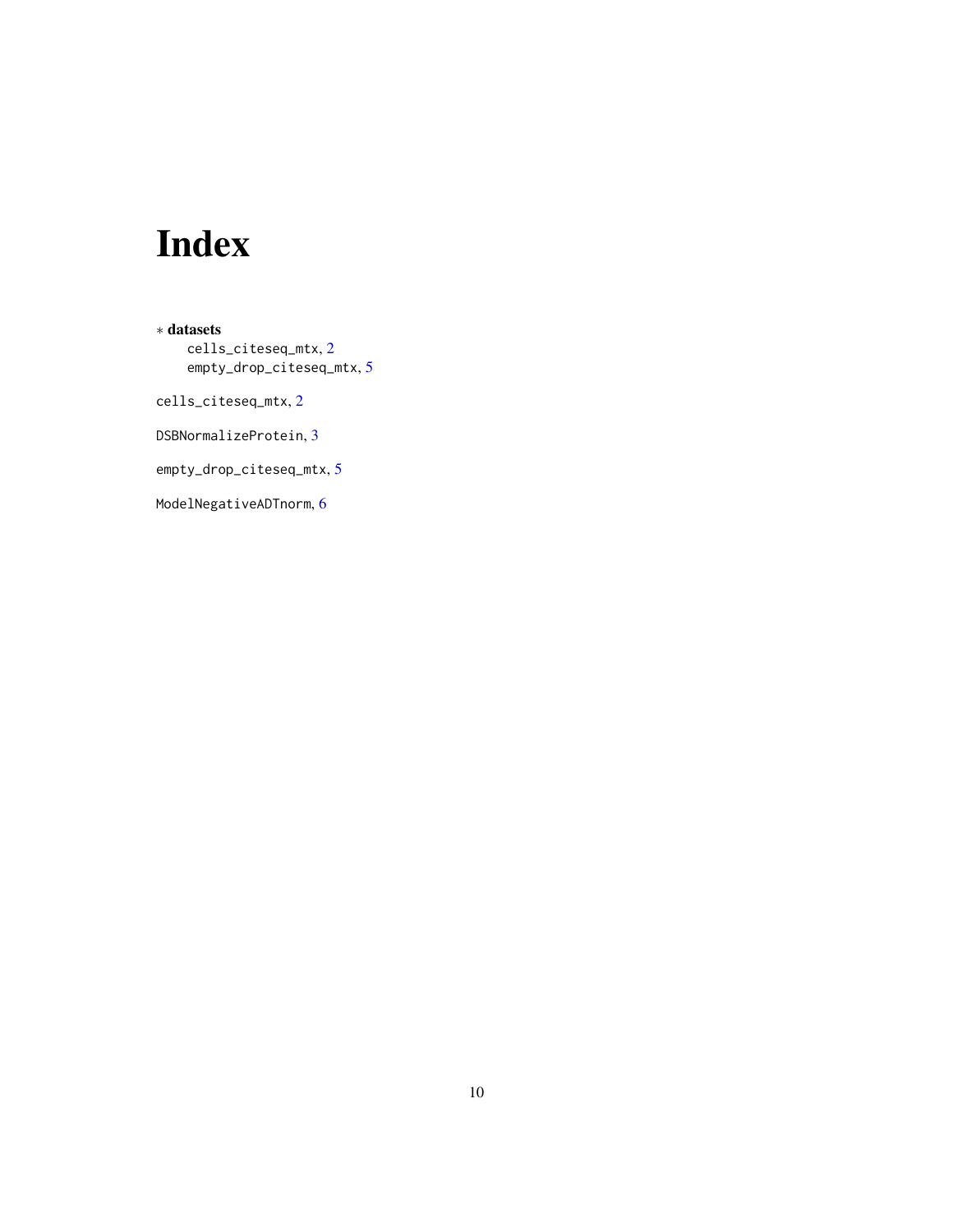# Index

∗ **datasets**
    cells_citeseq_mtx, 2
    empty_drop_citeseq_mtx, 5

cells_citeseq_mtx, 2

DSBNormalizeProtein, 3

empty_drop_citeseq_mtx, 5

ModelNegativeADTnorm, 6